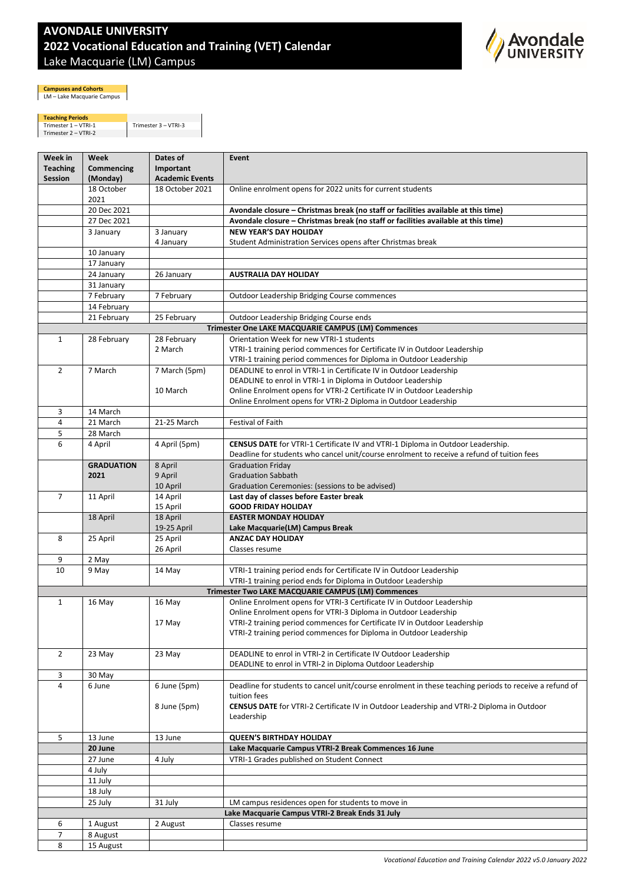# AVONDALE UNIVERSITY
## 2022 Vocational Education and Training (VET) Calendar
### Lake Macquarie (LM) Campus

| Campuses and Cohorts |
|---|
| LM – Lake Macquarie Campus |

| Teaching Periods | |
|---|---|
| Trimester 1 – VTRI-1 | Trimester 3 – VTRI-3 |
| Trimester 2 – VTRI-2 | |

| Week in Teaching Session | Week Commencing (Monday) | Dates of Important Academic Events | Event |
|---|---|---|---|
| | 18 October 2021 | 18 October 2021 | Online enrolment opens for 2022 units for current students |
| | 20 Dec 2021 | | **Avondale closure – Christmas break (no staff or facilities available at this time)** |
| | 27 Dec 2021 | | **Avondale closure – Christmas break (no staff or facilities available at this time)** |
| | 3 January | 3 January<br>4 January | **NEW YEAR'S DAY HOLIDAY**<br>Student Administration Services opens after Christmas break |
| | 10 January | | |
| | 17 January | | |
| | 24 January | 26 January | **AUSTRALIA DAY HOLIDAY** |
| | 31 January | | |
| | 7 February | 7 February | Outdoor Leadership Bridging Course commences |
| | 14 February | | |
| | 21 February | 25 February | Outdoor Leadership Bridging Course ends |
| **Trimester One LAKE MACQUARIE CAMPUS (LM) Commences** | | | |
| 1 | 28 February | 28 February<br>2 March | Orientation Week for new VTRI-1 students<br>VTRI-1 training period commences for Certificate IV in Outdoor Leadership<br>VTRI-1 training period commences for Diploma in Outdoor Leadership |
| 2 | 7 March | 7 March (5pm)<br><br>10 March | DEADLINE to enrol in VTRI-1 in Certificate IV in Outdoor Leadership<br>DEADLINE to enrol in VTRI-1 in Diploma in Outdoor Leadership<br>Online Enrolment opens for VTRI-2 Certificate IV in Outdoor Leadership<br>Online Enrolment opens for VTRI-2 Diploma in Outdoor Leadership |
| 3 | 14 March | | |
| 4 | 21 March | 21-25 March | Festival of Faith |
| 5 | 28 March | | |
| 6 | 4 April | 4 April (5pm) | **CENSUS DATE** for VTRI-1 Certificate IV and VTRI-1 Diploma in Outdoor Leadership.<br>Deadline for students who cancel unit/course enrolment to receive a refund of tuition fees |
| | **GRADUATION 2021** | 8 April<br>9 April<br>10 April | Graduation Friday<br>Graduation Sabbath<br>Graduation Ceremonies: (sessions to be advised) |
| 7 | 11 April | 14 April<br>15 April | **Last day of classes before Easter break**<br>**GOOD FRIDAY HOLIDAY** |
| | 18 April | 18 April<br>19-25 April | **EASTER MONDAY HOLIDAY**<br>**Lake Macquarie(LM) Campus Break** |
| 8 | 25 April | 25 April<br>26 April | **ANZAC DAY HOLIDAY**<br>Classes resume |
| 9 | 2 May | | |
| 10 | 9 May | 14 May | VTRI-1 training period ends for Certificate IV in Outdoor Leadership<br>VTRI-1 training period ends for Diploma in Outdoor Leadership |
| **Trimester Two LAKE MACQUARIE CAMPUS (LM) Commences** | | | |
| 1 | 16 May | 16 May<br><br>17 May | Online Enrolment opens for VTRI-3 Certificate IV in Outdoor Leadership<br>Online Enrolment opens for VTRI-3 Diploma in Outdoor Leadership<br>VTRI-2 training period commences for Certificate IV in Outdoor Leadership<br>VTRI-2 training period commences for Diploma in Outdoor Leadership |
| 2 | 23 May | 23 May | DEADLINE to enrol in VTRI-2 in Certificate IV Outdoor Leadership<br>DEADLINE to enrol in VTRI-2 in Diploma Outdoor Leadership |
| 3 | 30 May | | |
| 4 | 6 June | 6 June (5pm)<br><br>8 June (5pm) | Deadline for students to cancel unit/course enrolment in these teaching periods to receive a refund of tuition fees<br>**CENSUS DATE** for VTRI-2 Certificate IV in Outdoor Leadership and VTRI-2 Diploma in Outdoor Leadership |
| 5 | 13 June | 13 June | **QUEEN'S BIRTHDAY HOLIDAY** |
| | **20 June** | | **Lake Macquarie Campus VTRI-2 Break Commences 16 June** |
| | 27 June | 4 July | VTRI-1 Grades published on Student Connect |
| | 4 July | | |
| | 11 July | | |
| | 18 July | | |
| | 25 July | 31 July | LM campus residences open for students to move in |
| **Lake Macquarie Campus VTRI-2 Break Ends 31 July** | | | |
| 6 | 1 August | 2 August | Classes resume |
| 7 | 8 August | | |
| 8 | 15 August | | |

*Vocational Education and Training Calendar 2022 v5.0 January 2022*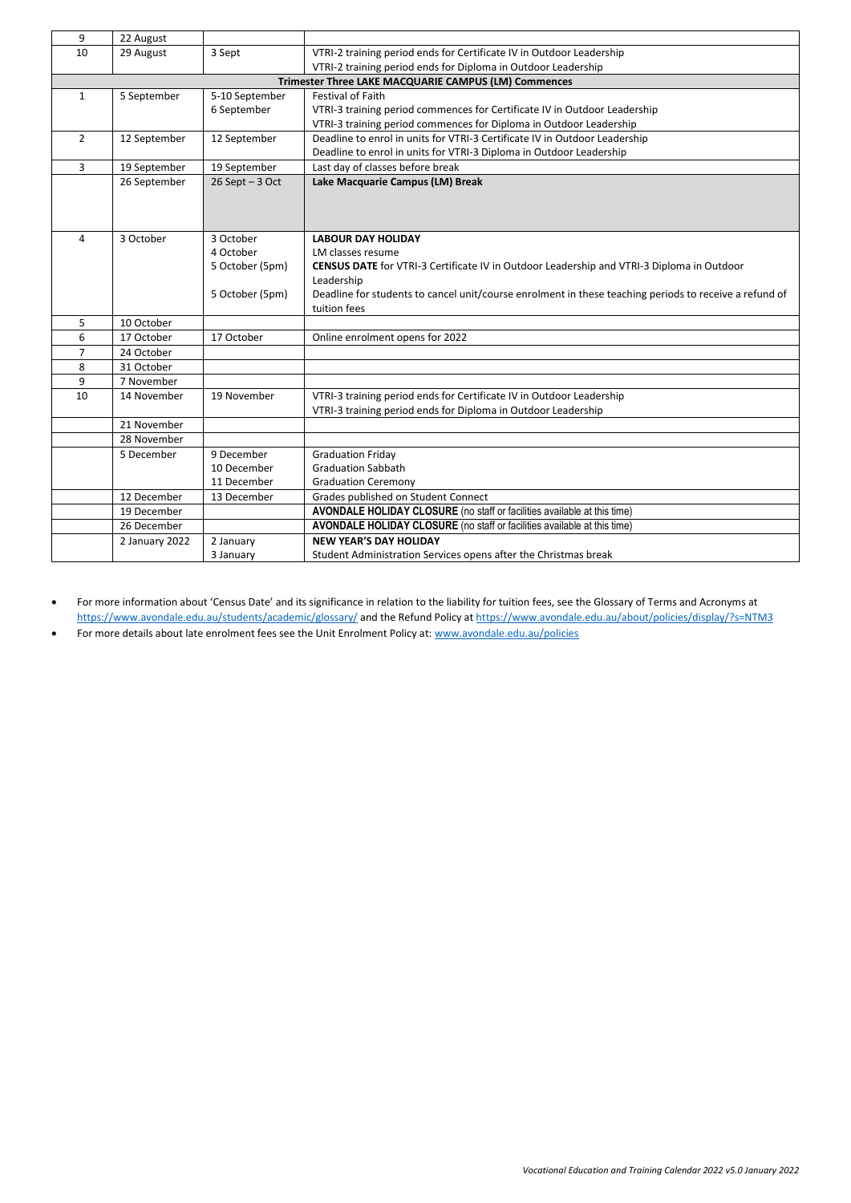| | | | |
|---|---|---|---|
| 9 | 22 August | | |
| 10 | 29 August | 3 Sept | VTRI-2 training period ends for Certificate IV in Outdoor Leadership<br>VTRI-2 training period ends for Diploma in Outdoor Leadership |
| **Trimester Three LAKE MACQUARIE CAMPUS (LM) Commences** | | | |
| 1 | 5 September | 5-10 September<br>6 September | Festival of Faith<br>VTRI-3 training period commences for Certificate IV in Outdoor Leadership<br>VTRI-3 training period commences for Diploma in Outdoor Leadership |
| 2 | 12 September | 12 September | Deadline to enrol in units for VTRI-3 Certificate IV in Outdoor Leadership<br>Deadline to enrol in units for VTRI-3 Diploma in Outdoor Leadership |
| 3 | 19 September | 19 September | Last day of classes before break |
| | 26 September | 26 Sept – 3 Oct | **Lake Macquarie Campus (LM) Break** |
| 4 | 3 October | 3 October<br>4 October<br>5 October (5pm)<br><br>5 October (5pm) | **LABOUR DAY HOLIDAY**<br>LM classes resume<br>**CENSUS DATE** for VTRI-3 Certificate IV in Outdoor Leadership and VTRI-3 Diploma in Outdoor Leadership<br>Deadline for students to cancel unit/course enrolment in these teaching periods to receive a refund of tuition fees |
| 5 | 10 October | | |
| 6 | 17 October | 17 October | Online enrolment opens for 2022 |
| 7 | 24 October | | |
| 8 | 31 October | | |
| 9 | 7 November | | |
| 10 | 14 November | 19 November | VTRI-3 training period ends for Certificate IV in Outdoor Leadership<br>VTRI-3 training period ends for Diploma in Outdoor Leadership |
| | 21 November | | |
| | 28 November | | |
| | 5 December | 9 December<br>10 December<br>11 December | Graduation Friday<br>Graduation Sabbath<br>Graduation Ceremony |
| | 12 December | 13 December | Grades published on Student Connect |
| | 19 December | | **AVONDALE HOLIDAY CLOSURE** (no staff or facilities available at this time) |
| | 26 December | | **AVONDALE HOLIDAY CLOSURE** (no staff or facilities available at this time) |
| | 2 January 2022 | 2 January<br>3 January | **NEW YEAR'S DAY HOLIDAY**<br>Student Administration Services opens after the Christmas break |

- For more information about 'Census Date' and its significance in relation to the liability for tuition fees, see the Glossary of Terms and Acronyms at https://www.avondale.edu.au/students/academic/glossary/ and the Refund Policy at https://www.avondale.edu.au/about/policies/display/?s=NTM3
- For more details about late enrolment fees see the Unit Enrolment Policy at: www.avondale.edu.au/policies